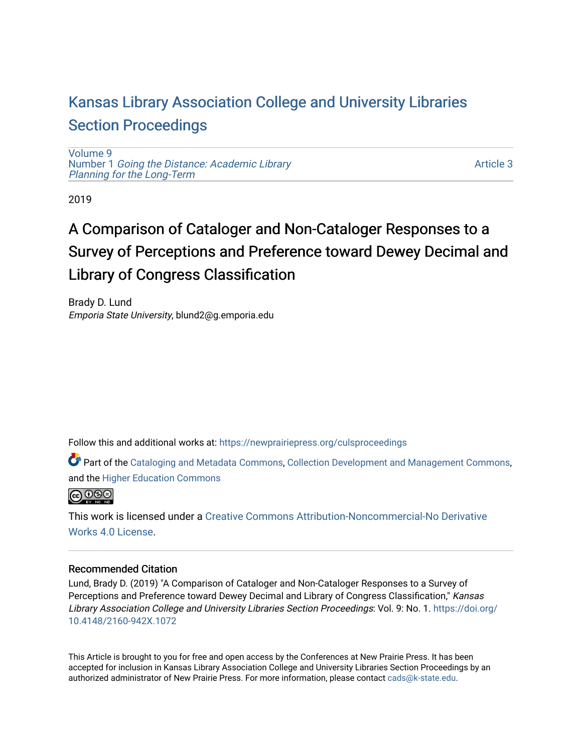# Kansas Library Association College and University Libraries Section Proceedings

Volume 9
Number 1 *Going the Distance: Academic Library Planning for the Long-Term*

Article 3

2019

# A Comparison of Cataloger and Non-Cataloger Responses to a Survey of Perceptions and Preference toward Dewey Decimal and Library of Congress Classification

Brady D. Lund
*Emporia State University*, blund2@g.emporia.edu

Follow this and additional works at: https://newprairiepress.org/culsproceedings

Part of the Cataloging and Metadata Commons, Collection Development and Management Commons, and the Higher Education Commons

This work is licensed under a Creative Commons Attribution-Noncommercial-No Derivative Works 4.0 License.

### Recommended Citation

Lund, Brady D. (2019) "A Comparison of Cataloger and Non-Cataloger Responses to a Survey of Perceptions and Preference toward Dewey Decimal and Library of Congress Classification," *Kansas Library Association College and University Libraries Section Proceedings*: Vol. 9: No. 1. https://doi.org/10.4148/2160-942X.1072

This Article is brought to you for free and open access by the Conferences at New Prairie Press. It has been accepted for inclusion in Kansas Library Association College and University Libraries Section Proceedings by an authorized administrator of New Prairie Press. For more information, please contact cads@k-state.edu.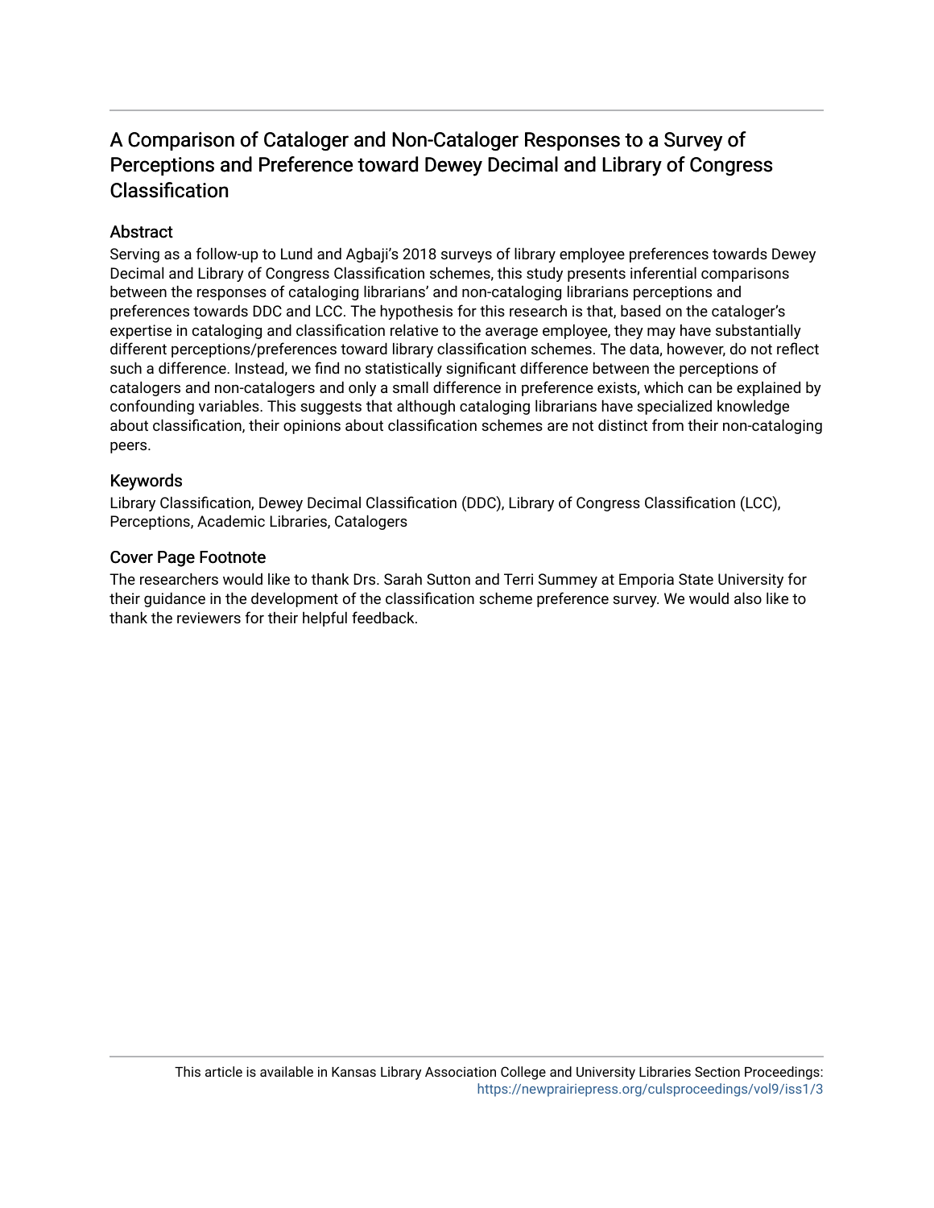# A Comparison of Cataloger and Non-Cataloger Responses to a Survey of Perceptions and Preference toward Dewey Decimal and Library of Congress Classification

## Abstract

Serving as a follow-up to Lund and Agbaji's 2018 surveys of library employee preferences towards Dewey Decimal and Library of Congress Classification schemes, this study presents inferential comparisons between the responses of cataloging librarians' and non-cataloging librarians perceptions and preferences towards DDC and LCC. The hypothesis for this research is that, based on the cataloger's expertise in cataloging and classification relative to the average employee, they may have substantially different perceptions/preferences toward library classification schemes. The data, however, do not reflect such a difference. Instead, we find no statistically significant difference between the perceptions of catalogers and non-catalogers and only a small difference in preference exists, which can be explained by confounding variables. This suggests that although cataloging librarians have specialized knowledge about classification, their opinions about classification schemes are not distinct from their non-cataloging peers.

## Keywords

Library Classification, Dewey Decimal Classification (DDC), Library of Congress Classification (LCC), Perceptions, Academic Libraries, Catalogers

## Cover Page Footnote

The researchers would like to thank Drs. Sarah Sutton and Terri Summey at Emporia State University for their guidance in the development of the classification scheme preference survey. We would also like to thank the reviewers for their helpful feedback.

This article is available in Kansas Library Association College and University Libraries Section Proceedings: https://newprairiepress.org/culsproceedings/vol9/iss1/3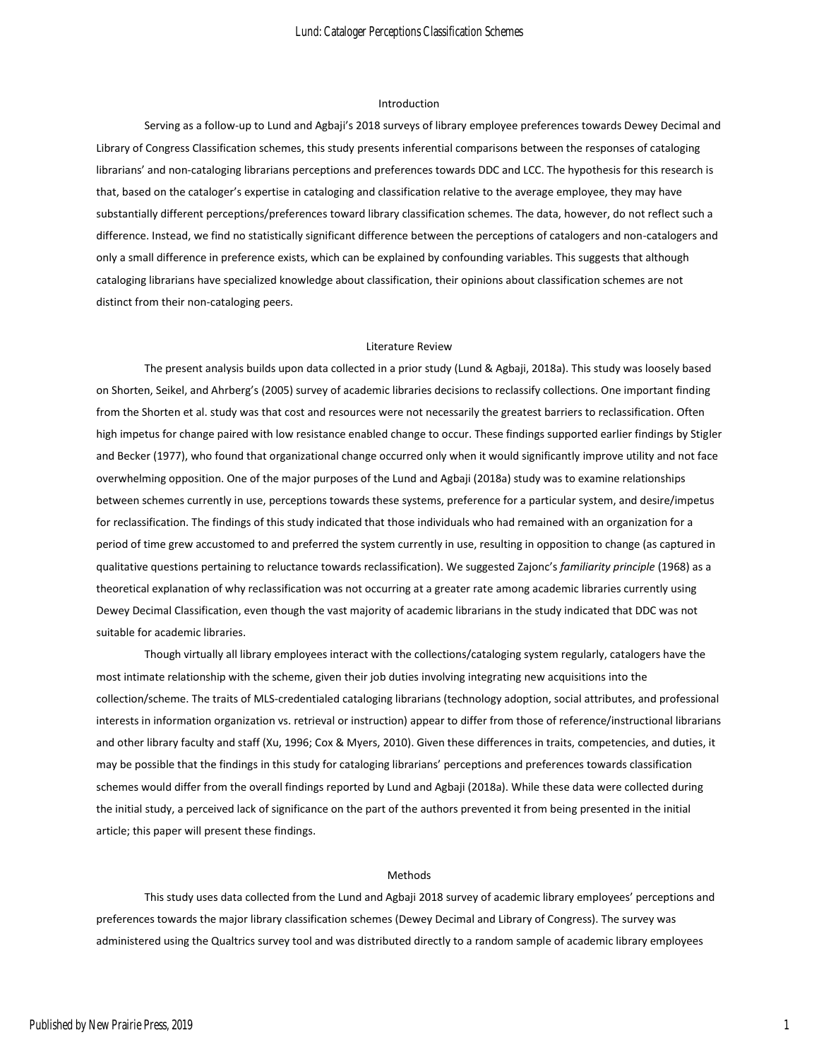## Introduction

Serving as a follow-up to Lund and Agbaji's 2018 surveys of library employee preferences towards Dewey Decimal and Library of Congress Classification schemes, this study presents inferential comparisons between the responses of cataloging librarians' and non-cataloging librarians perceptions and preferences towards DDC and LCC. The hypothesis for this research is that, based on the cataloger's expertise in cataloging and classification relative to the average employee, they may have substantially different perceptions/preferences toward library classification schemes. The data, however, do not reflect such a difference. Instead, we find no statistically significant difference between the perceptions of catalogers and non-catalogers and only a small difference in preference exists, which can be explained by confounding variables. This suggests that although cataloging librarians have specialized knowledge about classification, their opinions about classification schemes are not distinct from their non-cataloging peers.

## Literature Review

The present analysis builds upon data collected in a prior study (Lund & Agbaji, 2018a). This study was loosely based on Shorten, Seikel, and Ahrberg's (2005) survey of academic libraries decisions to reclassify collections. One important finding from the Shorten et al. study was that cost and resources were not necessarily the greatest barriers to reclassification. Often high impetus for change paired with low resistance enabled change to occur. These findings supported earlier findings by Stigler and Becker (1977), who found that organizational change occurred only when it would significantly improve utility and not face overwhelming opposition. One of the major purposes of the Lund and Agbaji (2018a) study was to examine relationships between schemes currently in use, perceptions towards these systems, preference for a particular system, and desire/impetus for reclassification. The findings of this study indicated that those individuals who had remained with an organization for a period of time grew accustomed to and preferred the system currently in use, resulting in opposition to change (as captured in qualitative questions pertaining to reluctance towards reclassification). We suggested Zajonc's *familiarity principle* (1968) as a theoretical explanation of why reclassification was not occurring at a greater rate among academic libraries currently using Dewey Decimal Classification, even though the vast majority of academic librarians in the study indicated that DDC was not suitable for academic libraries.

Though virtually all library employees interact with the collections/cataloging system regularly, catalogers have the most intimate relationship with the scheme, given their job duties involving integrating new acquisitions into the collection/scheme. The traits of MLS-credentialed cataloging librarians (technology adoption, social attributes, and professional interests in information organization vs. retrieval or instruction) appear to differ from those of reference/instructional librarians and other library faculty and staff (Xu, 1996; Cox & Myers, 2010). Given these differences in traits, competencies, and duties, it may be possible that the findings in this study for cataloging librarians' perceptions and preferences towards classification schemes would differ from the overall findings reported by Lund and Agbaji (2018a). While these data were collected during the initial study, a perceived lack of significance on the part of the authors prevented it from being presented in the initial article; this paper will present these findings.

## Methods

This study uses data collected from the Lund and Agbaji 2018 survey of academic library employees' perceptions and preferences towards the major library classification schemes (Dewey Decimal and Library of Congress). The survey was administered using the Qualtrics survey tool and was distributed directly to a random sample of academic library employees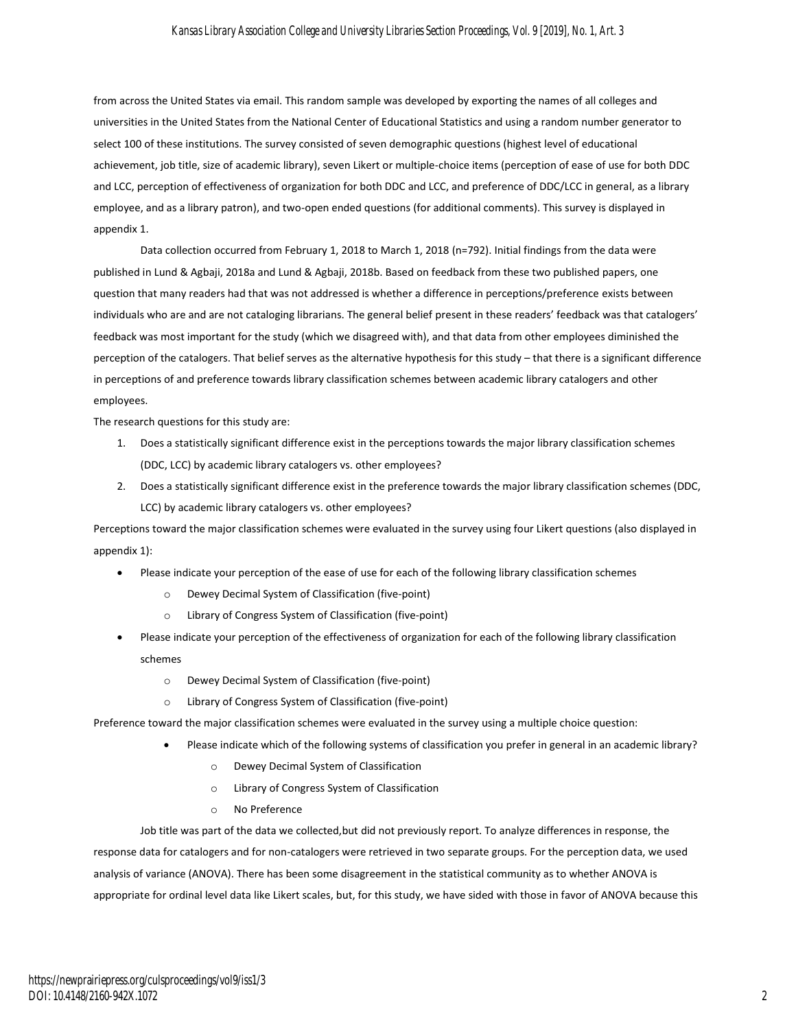from across the United States via email. This random sample was developed by exporting the names of all colleges and universities in the United States from the National Center of Educational Statistics and using a random number generator to select 100 of these institutions. The survey consisted of seven demographic questions (highest level of educational achievement, job title, size of academic library), seven Likert or multiple-choice items (perception of ease of use for both DDC and LCC, perception of effectiveness of organization for both DDC and LCC, and preference of DDC/LCC in general, as a library employee, and as a library patron), and two-open ended questions (for additional comments). This survey is displayed in appendix 1.

Data collection occurred from February 1, 2018 to March 1, 2018 (n=792). Initial findings from the data were published in Lund & Agbaji, 2018a and Lund & Agbaji, 2018b. Based on feedback from these two published papers, one question that many readers had that was not addressed is whether a difference in perceptions/preference exists between individuals who are and are not cataloging librarians. The general belief present in these readers' feedback was that catalogers' feedback was most important for the study (which we disagreed with), and that data from other employees diminished the perception of the catalogers. That belief serves as the alternative hypothesis for this study – that there is a significant difference in perceptions of and preference towards library classification schemes between academic library catalogers and other employees.

The research questions for this study are:

1. Does a statistically significant difference exist in the perceptions towards the major library classification schemes (DDC, LCC) by academic library catalogers vs. other employees?
2. Does a statistically significant difference exist in the preference towards the major library classification schemes (DDC, LCC) by academic library catalogers vs. other employees?

Perceptions toward the major classification schemes were evaluated in the survey using four Likert questions (also displayed in appendix 1):

- Please indicate your perception of the ease of use for each of the following library classification schemes
  - Dewey Decimal System of Classification (five-point)
  - Library of Congress System of Classification (five-point)
- Please indicate your perception of the effectiveness of organization for each of the following library classification schemes
  - Dewey Decimal System of Classification (five-point)
  - Library of Congress System of Classification (five-point)

Preference toward the major classification schemes were evaluated in the survey using a multiple choice question:

- Please indicate which of the following systems of classification you prefer in general in an academic library?
  - Dewey Decimal System of Classification
  - Library of Congress System of Classification
  - No Preference

Job title was part of the data we collected,but did not previously report. To analyze differences in response, the response data for catalogers and for non-catalogers were retrieved in two separate groups. For the perception data, we used analysis of variance (ANOVA). There has been some disagreement in the statistical community as to whether ANOVA is appropriate for ordinal level data like Likert scales, but, for this study, we have sided with those in favor of ANOVA because this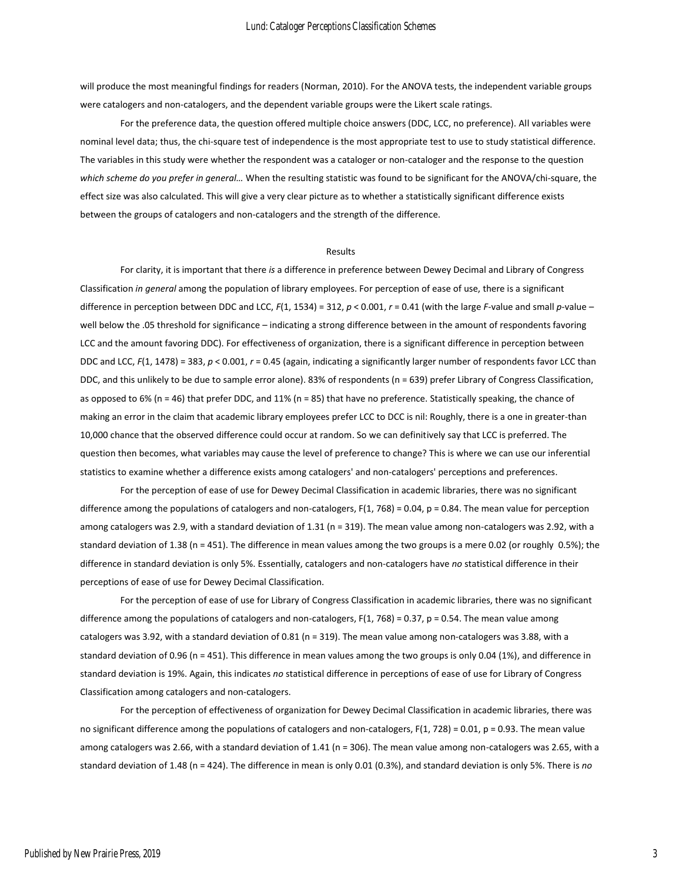will produce the most meaningful findings for readers (Norman, 2010). For the ANOVA tests, the independent variable groups were catalogers and non-catalogers, and the dependent variable groups were the Likert scale ratings.

For the preference data, the question offered multiple choice answers (DDC, LCC, no preference). All variables were nominal level data; thus, the chi-square test of independence is the most appropriate test to use to study statistical difference. The variables in this study were whether the respondent was a cataloger or non-cataloger and the response to the question *which scheme do you prefer in general…* When the resulting statistic was found to be significant for the ANOVA/chi-square, the effect size was also calculated. This will give a very clear picture as to whether a statistically significant difference exists between the groups of catalogers and non-catalogers and the strength of the difference.

## Results

For clarity, it is important that there *is* a difference in preference between Dewey Decimal and Library of Congress Classification *in general* among the population of library employees. For perception of ease of use, there is a significant difference in perception between DDC and LCC, $F(1, 1534) = 312$, $p < 0.001$, $r = 0.41$ (with the large *F*-value and small *p*-value – well below the .05 threshold for significance – indicating a strong difference between in the amount of respondents favoring LCC and the amount favoring DDC). For effectiveness of organization, there is a significant difference in perception between DDC and LCC, $F(1, 1478) = 383$, $p < 0.001$, $r = 0.45$ (again, indicating a significantly larger number of respondents favor LCC than DDC, and this unlikely to be due to sample error alone). 83% of respondents (n = 639) prefer Library of Congress Classification, as opposed to 6% (n = 46) that prefer DDC, and 11% (n = 85) that have no preference. Statistically speaking, the chance of making an error in the claim that academic library employees prefer LCC to DCC is nil: Roughly, there is a one in greater-than 10,000 chance that the observed difference could occur at random. So we can definitively say that LCC is preferred. The question then becomes, what variables may cause the level of preference to change? This is where we can use our inferential statistics to examine whether a difference exists among catalogers' and non-catalogers' perceptions and preferences.

For the perception of ease of use for Dewey Decimal Classification in academic libraries, there was no significant difference among the populations of catalogers and non-catalogers, $F(1, 768) = 0.04$, $p = 0.84$. The mean value for perception among catalogers was 2.9, with a standard deviation of 1.31 (n = 319). The mean value among non-catalogers was 2.92, with a standard deviation of 1.38 (n = 451). The difference in mean values among the two groups is a mere 0.02 (or roughly 0.5%); the difference in standard deviation is only 5%. Essentially, catalogers and non-catalogers have *no* statistical difference in their perceptions of ease of use for Dewey Decimal Classification.

For the perception of ease of use for Library of Congress Classification in academic libraries, there was no significant difference among the populations of catalogers and non-catalogers, $F(1, 768) = 0.37$, $p = 0.54$. The mean value among catalogers was 3.92, with a standard deviation of 0.81 (n = 319). The mean value among non-catalogers was 3.88, with a standard deviation of 0.96 (n = 451). This difference in mean values among the two groups is only 0.04 (1%), and difference in standard deviation is 19%. Again, this indicates *no* statistical difference in perceptions of ease of use for Library of Congress Classification among catalogers and non-catalogers.

For the perception of effectiveness of organization for Dewey Decimal Classification in academic libraries, there was no significant difference among the populations of catalogers and non-catalogers, $F(1, 728) = 0.01$, $p = 0.93$. The mean value among catalogers was 2.66, with a standard deviation of 1.41 (n = 306). The mean value among non-catalogers was 2.65, with a standard deviation of 1.48 (n = 424). The difference in mean is only 0.01 (0.3%), and standard deviation is only 5%. There is *no*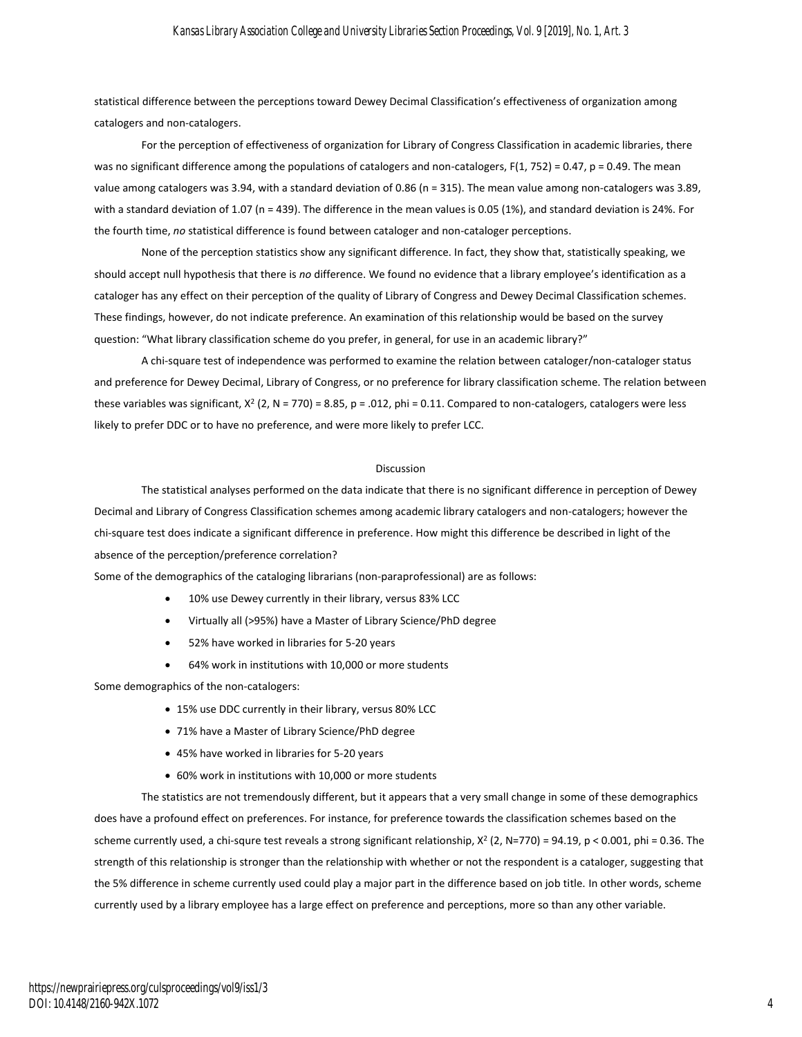statistical difference between the perceptions toward Dewey Decimal Classification's effectiveness of organization among catalogers and non-catalogers.

For the perception of effectiveness of organization for Library of Congress Classification in academic libraries, there was no significant difference among the populations of catalogers and non-catalogers, $F(1, 752) = 0.47$, $p = 0.49$. The mean value among catalogers was 3.94, with a standard deviation of 0.86 ($n = 315$). The mean value among non-catalogers was 3.89, with a standard deviation of 1.07 ($n = 439$). The difference in the mean values is 0.05 (1%), and standard deviation is 24%. For the fourth time, *no* statistical difference is found between cataloger and non-cataloger perceptions.

None of the perception statistics show any significant difference. In fact, they show that, statistically speaking, we should accept null hypothesis that there is *no* difference. We found no evidence that a library employee's identification as a cataloger has any effect on their perception of the quality of Library of Congress and Dewey Decimal Classification schemes. These findings, however, do not indicate preference. An examination of this relationship would be based on the survey question: "What library classification scheme do you prefer, in general, for use in an academic library?"

A chi-square test of independence was performed to examine the relation between cataloger/non-cataloger status and preference for Dewey Decimal, Library of Congress, or no preference for library classification scheme. The relation between these variables was significant, $X^2$ (2, N = 770) = 8.85, $p = .012$, phi = 0.11. Compared to non-catalogers, catalogers were less likely to prefer DDC or to have no preference, and were more likely to prefer LCC.

## Discussion

The statistical analyses performed on the data indicate that there is no significant difference in perception of Dewey Decimal and Library of Congress Classification schemes among academic library catalogers and non-catalogers; however the chi-square test does indicate a significant difference in preference. How might this difference be described in light of the absence of the perception/preference correlation?

Some of the demographics of the cataloging librarians (non-paraprofessional) are as follows:

- 10% use Dewey currently in their library, versus 83% LCC
- Virtually all (>95%) have a Master of Library Science/PhD degree
- 52% have worked in libraries for 5-20 years
- 64% work in institutions with 10,000 or more students

Some demographics of the non-catalogers:

- 15% use DDC currently in their library, versus 80% LCC
- 71% have a Master of Library Science/PhD degree
- 45% have worked in libraries for 5-20 years
- 60% work in institutions with 10,000 or more students

The statistics are not tremendously different, but it appears that a very small change in some of these demographics does have a profound effect on preferences. For instance, for preference towards the classification schemes based on the scheme currently used, a chi-squre test reveals a strong significant relationship, $X^2$ (2, N=770) = 94.19, $p < 0.001$, phi = 0.36. The strength of this relationship is stronger than the relationship with whether or not the respondent is a cataloger, suggesting that the 5% difference in scheme currently used could play a major part in the difference based on job title. In other words, scheme currently used by a library employee has a large effect on preference and perceptions, more so than any other variable.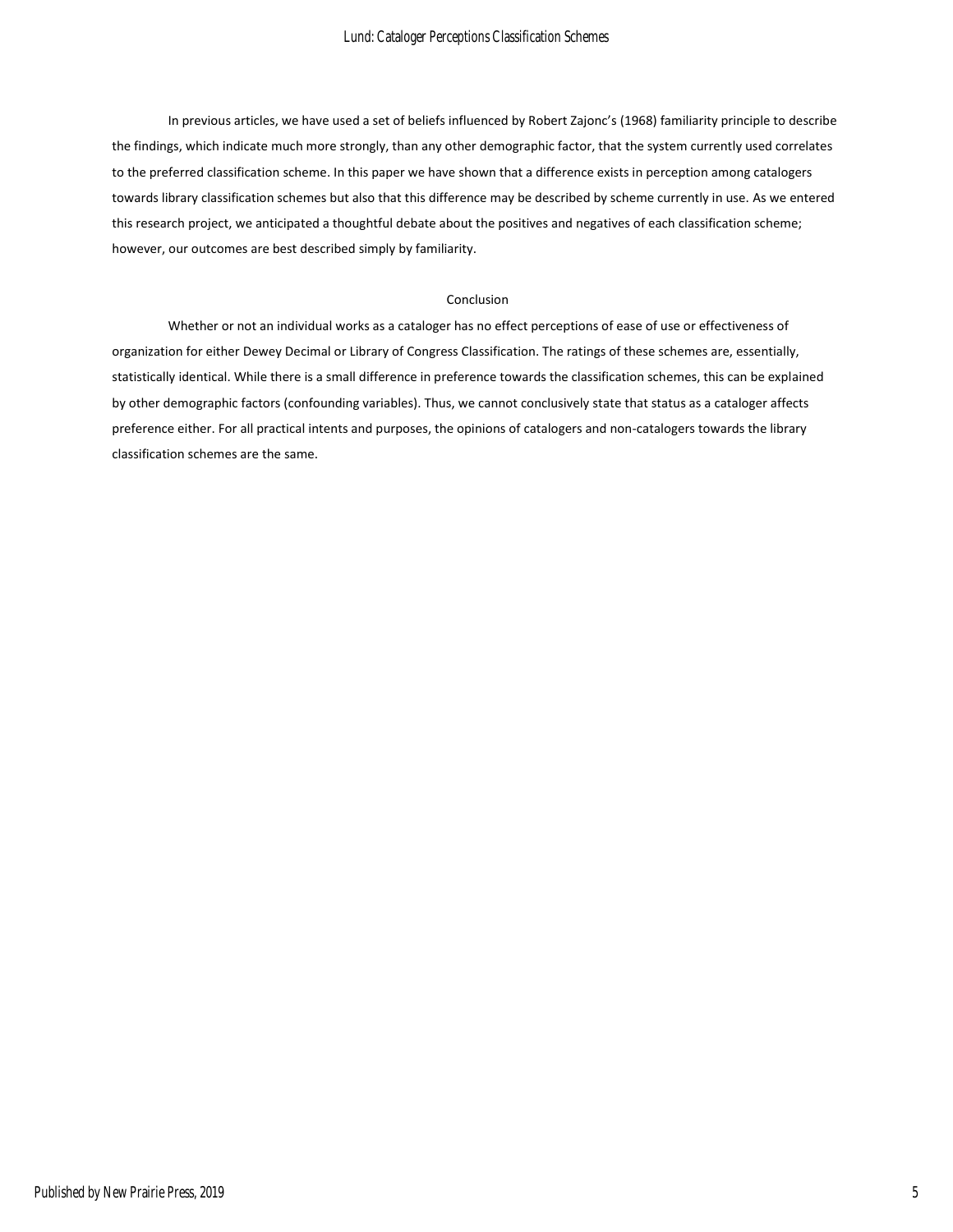In previous articles, we have used a set of beliefs influenced by Robert Zajonc's (1968) familiarity principle to describe the findings, which indicate much more strongly, than any other demographic factor, that the system currently used correlates to the preferred classification scheme. In this paper we have shown that a difference exists in perception among catalogers towards library classification schemes but also that this difference may be described by scheme currently in use. As we entered this research project, we anticipated a thoughtful debate about the positives and negatives of each classification scheme; however, our outcomes are best described simply by familiarity.

## Conclusion

Whether or not an individual works as a cataloger has no effect perceptions of ease of use or effectiveness of organization for either Dewey Decimal or Library of Congress Classification. The ratings of these schemes are, essentially, statistically identical. While there is a small difference in preference towards the classification schemes, this can be explained by other demographic factors (confounding variables). Thus, we cannot conclusively state that status as a cataloger affects preference either. For all practical intents and purposes, the opinions of catalogers and non-catalogers towards the library classification schemes are the same.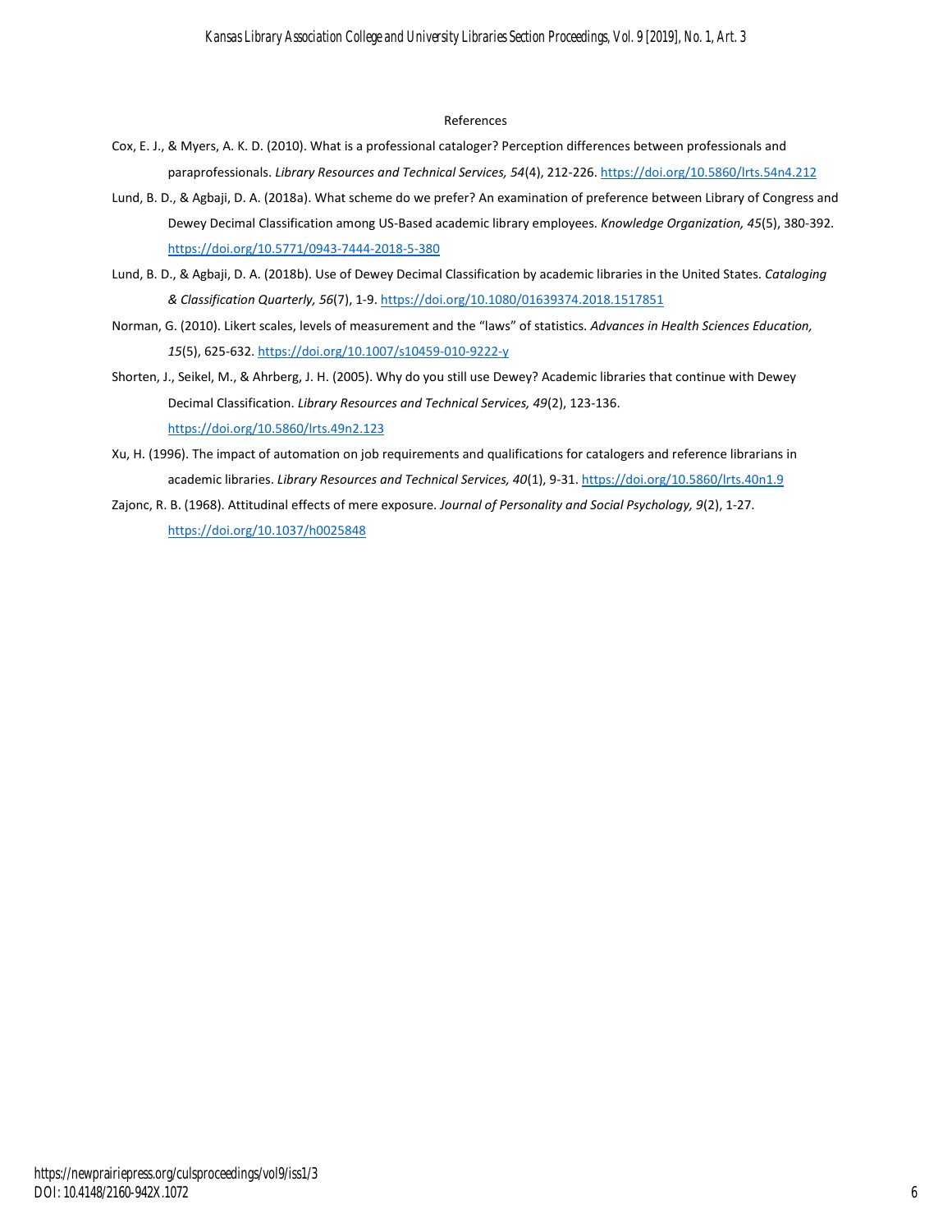## References

Cox, E. J., & Myers, A. K. D. (2010). What is a professional cataloger? Perception differences between professionals and paraprofessionals. *Library Resources and Technical Services, 54*(4), 212-226. https://doi.org/10.5860/lrts.54n4.212

Lund, B. D., & Agbaji, D. A. (2018a). What scheme do we prefer? An examination of preference between Library of Congress and Dewey Decimal Classification among US-Based academic library employees. *Knowledge Organization, 45*(5), 380-392. https://doi.org/10.5771/0943-7444-2018-5-380

Lund, B. D., & Agbaji, D. A. (2018b). Use of Dewey Decimal Classification by academic libraries in the United States. *Cataloging & Classification Quarterly, 56*(7), 1-9. https://doi.org/10.1080/01639374.2018.1517851

Norman, G. (2010). Likert scales, levels of measurement and the "laws" of statistics. *Advances in Health Sciences Education, 15*(5), 625-632. https://doi.org/10.1007/s10459-010-9222-y

Shorten, J., Seikel, M., & Ahrberg, J. H. (2005). Why do you still use Dewey? Academic libraries that continue with Dewey Decimal Classification. *Library Resources and Technical Services, 49*(2), 123-136. https://doi.org/10.5860/lrts.49n2.123

Xu, H. (1996). The impact of automation on job requirements and qualifications for catalogers and reference librarians in academic libraries. *Library Resources and Technical Services, 40*(1), 9-31. https://doi.org/10.5860/lrts.40n1.9

Zajonc, R. B. (1968). Attitudinal effects of mere exposure. *Journal of Personality and Social Psychology, 9*(2), 1-27. https://doi.org/10.1037/h0025848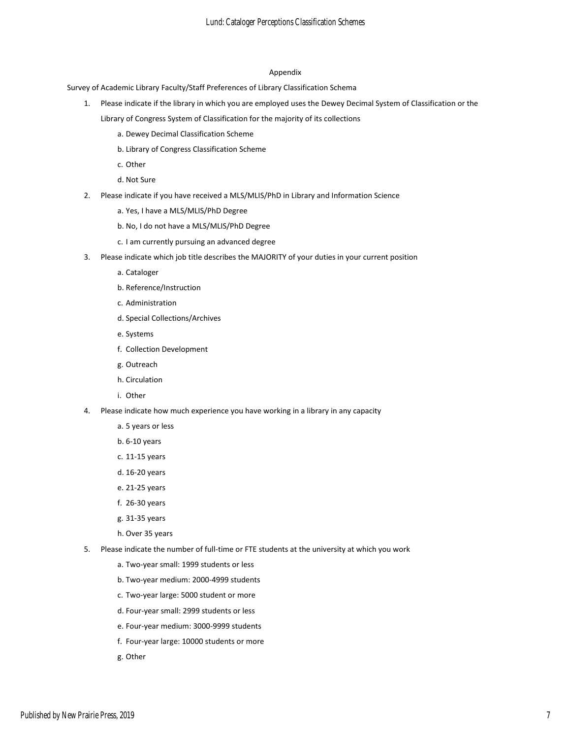## Appendix

Survey of Academic Library Faculty/Staff Preferences of Library Classification Schema

1. Please indicate if the library in which you are employed uses the Dewey Decimal System of Classification or the Library of Congress System of Classification for the majority of its collections
   - a. Dewey Decimal Classification Scheme
   - b. Library of Congress Classification Scheme
   - c. Other
   - d. Not Sure
2. Please indicate if you have received a MLS/MLIS/PhD in Library and Information Science
   - a. Yes, I have a MLS/MLIS/PhD Degree
   - b. No, I do not have a MLS/MLIS/PhD Degree
   - c. I am currently pursuing an advanced degree
3. Please indicate which job title describes the MAJORITY of your duties in your current position
   - a. Cataloger
   - b. Reference/Instruction
   - c. Administration
   - d. Special Collections/Archives
   - e. Systems
   - f. Collection Development
   - g. Outreach
   - h. Circulation
   - i. Other
4. Please indicate how much experience you have working in a library in any capacity
   - a. 5 years or less
   - b. 6-10 years
   - c. 11-15 years
   - d. 16-20 years
   - e. 21-25 years
   - f. 26-30 years
   - g. 31-35 years
   - h. Over 35 years
5. Please indicate the number of full-time or FTE students at the university at which you work
   - a. Two-year small: 1999 students or less
   - b. Two-year medium: 2000-4999 students
   - c. Two-year large: 5000 student or more
   - d. Four-year small: 2999 students or less
   - e. Four-year medium: 3000-9999 students
   - f. Four-year large: 10000 students or more
   - g. Other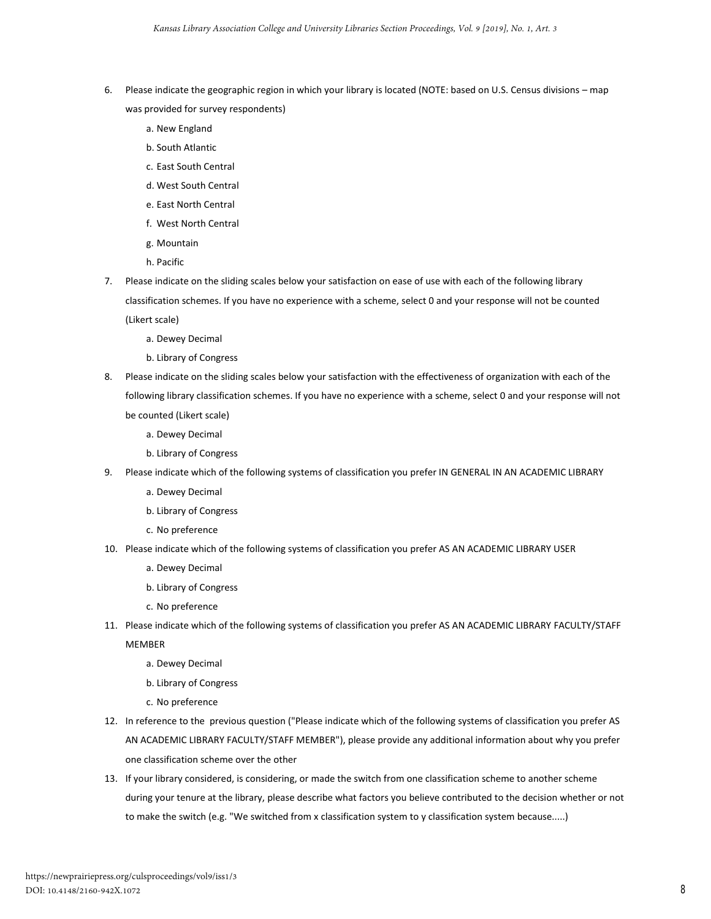6. Please indicate the geographic region in which your library is located (NOTE: based on U.S. Census divisions – map was provided for survey respondents)
   a. New England
   b. South Atlantic
   c. East South Central
   d. West South Central
   e. East North Central
   f. West North Central
   g. Mountain
   h. Pacific
7. Please indicate on the sliding scales below your satisfaction on ease of use with each of the following library classification schemes. If you have no experience with a scheme, select 0 and your response will not be counted (Likert scale)
   a. Dewey Decimal
   b. Library of Congress
8. Please indicate on the sliding scales below your satisfaction with the effectiveness of organization with each of the following library classification schemes. If you have no experience with a scheme, select 0 and your response will not be counted (Likert scale)
   a. Dewey Decimal
   b. Library of Congress
9. Please indicate which of the following systems of classification you prefer IN GENERAL IN AN ACADEMIC LIBRARY
   a. Dewey Decimal
   b. Library of Congress
   c. No preference
10. Please indicate which of the following systems of classification you prefer AS AN ACADEMIC LIBRARY USER
    a. Dewey Decimal
    b. Library of Congress
    c. No preference
11. Please indicate which of the following systems of classification you prefer AS AN ACADEMIC LIBRARY FACULTY/STAFF MEMBER
    a. Dewey Decimal
    b. Library of Congress
    c. No preference
12. In reference to the previous question ("Please indicate which of the following systems of classification you prefer AS AN ACADEMIC LIBRARY FACULTY/STAFF MEMBER"), please provide any additional information about why you prefer one classification scheme over the other
13. If your library considered, is considering, or made the switch from one classification scheme to another scheme during your tenure at the library, please describe what factors you believe contributed to the decision whether or not to make the switch (e.g. "We switched from x classification system to y classification system because.....)